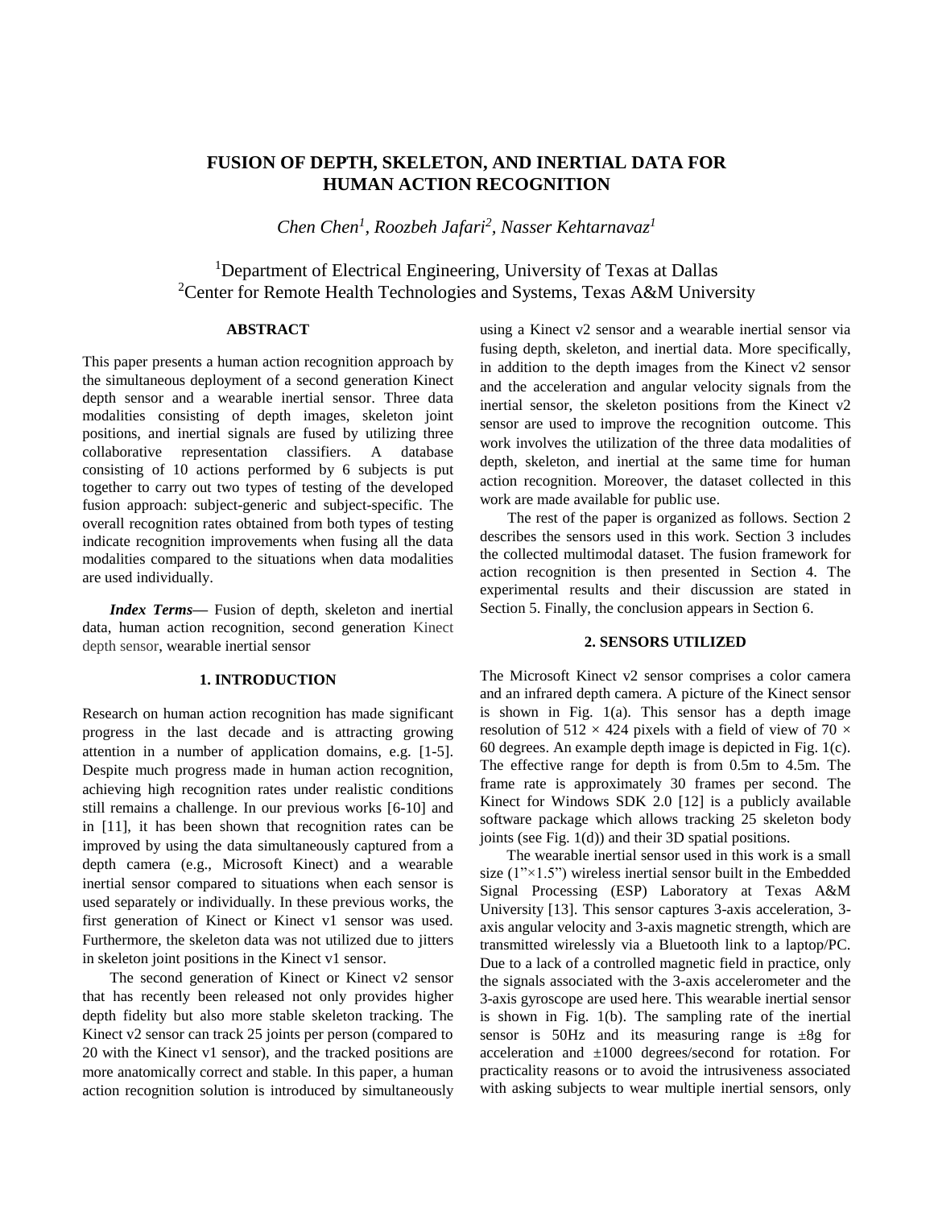# FUSION OF DEPTH, SKELETON, AND INERTIAL DATA FOR HUMAN ACTION RECOGNITION

*Chen Chen[1], Roozbeh Jafari[2], Nasser Kehtarnavaz[1]*

[1]Department of Electrical Engineering, University of Texas at Dallas
[2]Center for Remote Health Technologies and Systems, Texas A&M University

## ABSTRACT

This paper presents a human action recognition approach by the simultaneous deployment of a second generation Kinect depth sensor and a wearable inertial sensor. Three data modalities consisting of depth images, skeleton joint positions, and inertial signals are fused by utilizing three collaborative representation classifiers. A database consisting of 10 actions performed by 6 subjects is put together to carry out two types of testing of the developed fusion approach: subject-generic and subject-specific. The overall recognition rates obtained from both types of testing indicate recognition improvements when fusing all the data modalities compared to the situations when data modalities are used individually.

***Index Terms*—** Fusion of depth, skeleton and inertial data, human action recognition, second generation Kinect depth sensor, wearable inertial sensor

## 1. INTRODUCTION

Research on human action recognition has made significant progress in the last decade and is attracting growing attention in a number of application domains, e.g. [1-5]. Despite much progress made in human action recognition, achieving high recognition rates under realistic conditions still remains a challenge. In our previous works [6-10] and in [11], it has been shown that recognition rates can be improved by using the data simultaneously captured from a depth camera (e.g., Microsoft Kinect) and a wearable inertial sensor compared to situations when each sensor is used separately or individually. In these previous works, the first generation of Kinect or Kinect v1 sensor was used. Furthermore, the skeleton data was not utilized due to jitters in skeleton joint positions in the Kinect v1 sensor.

The second generation of Kinect or Kinect v2 sensor that has recently been released not only provides higher depth fidelity but also more stable skeleton tracking. The Kinect v2 sensor can track 25 joints per person (compared to 20 with the Kinect v1 sensor), and the tracked positions are more anatomically correct and stable. In this paper, a human action recognition solution is introduced by simultaneously using a Kinect v2 sensor and a wearable inertial sensor via fusing depth, skeleton, and inertial data. More specifically, in addition to the depth images from the Kinect v2 sensor and the acceleration and angular velocity signals from the inertial sensor, the skeleton positions from the Kinect v2 sensor are used to improve the recognition outcome. This work involves the utilization of the three data modalities of depth, skeleton, and inertial at the same time for human action recognition. Moreover, the dataset collected in this work are made available for public use.

The rest of the paper is organized as follows. Section 2 describes the sensors used in this work. Section 3 includes the collected multimodal dataset. The fusion framework for action recognition is then presented in Section 4. The experimental results and their discussion are stated in Section 5. Finally, the conclusion appears in Section 6.

## 2. SENSORS UTILIZED

The Microsoft Kinect v2 sensor comprises a color camera and an infrared depth camera. A picture of the Kinect sensor is shown in Fig. 1(a). This sensor has a depth image resolution of $512 \times 424$ pixels with a field of view of $70 \times 60$ degrees. An example depth image is depicted in Fig. 1(c). The effective range for depth is from 0.5m to 4.5m. The frame rate is approximately 30 frames per second. The Kinect for Windows SDK 2.0 [12] is a publicly available software package which allows tracking 25 skeleton body joints (see Fig. 1(d)) and their 3D spatial positions.

The wearable inertial sensor used in this work is a small size (1”×1.5”) wireless inertial sensor built in the Embedded Signal Processing (ESP) Laboratory at Texas A&M University [13]. This sensor captures 3-axis acceleration, 3-axis angular velocity and 3-axis magnetic strength, which are transmitted wirelessly via a Bluetooth link to a laptop/PC. Due to a lack of a controlled magnetic field in practice, only the signals associated with the 3-axis accelerometer and the 3-axis gyroscope are used here. This wearable inertial sensor is shown in Fig. 1(b). The sampling rate of the inertial sensor is 50Hz and its measuring range is ±8g for acceleration and ±1000 degrees/second for rotation. For practicality reasons or to avoid the intrusiveness associated with asking subjects to wear multiple inertial sensors, only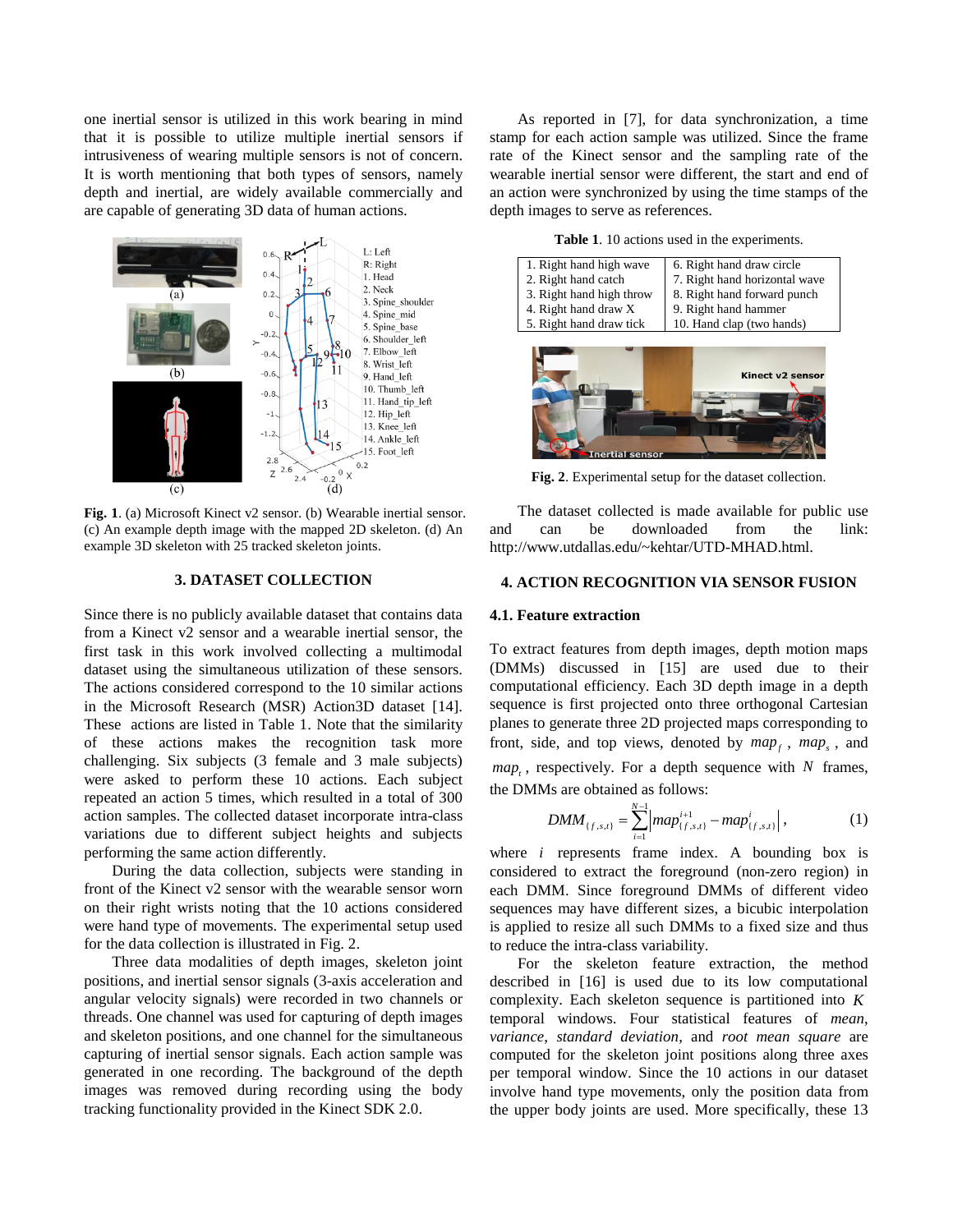one inertial sensor is utilized in this work bearing in mind that it is possible to utilize multiple inertial sensors if intrusiveness of wearing multiple sensors is not of concern. It is worth mentioning that both types of sensors, namely depth and inertial, are widely available commercially and are capable of generating 3D data of human actions.

**Fig. 1**. (a) Microsoft Kinect v2 sensor. (b) Wearable inertial sensor. (c) An example depth image with the mapped 2D skeleton. (d) An example 3D skeleton with 25 tracked skeleton joints.

## 3. DATASET COLLECTION

Since there is no publicly available dataset that contains data from a Kinect v2 sensor and a wearable inertial sensor, the first task in this work involved collecting a multimodal dataset using the simultaneous utilization of these sensors. The actions considered correspond to the 10 similar actions in the Microsoft Research (MSR) Action3D dataset [14]. These actions are listed in Table 1. Note that the similarity of these actions makes the recognition task more challenging. Six subjects (3 female and 3 male subjects) were asked to perform these 10 actions. Each subject repeated an action 5 times, which resulted in a total of 300 action samples. The collected dataset incorporate intra-class variations due to different subject heights and subjects performing the same action differently.

During the data collection, subjects were standing in front of the Kinect v2 sensor with the wearable sensor worn on their right wrists noting that the 10 actions considered were hand type of movements. The experimental setup used for the data collection is illustrated in Fig. 2.

Three data modalities of depth images, skeleton joint positions, and inertial sensor signals (3-axis acceleration and angular velocity signals) were recorded in two channels or threads. One channel was used for capturing of depth images and skeleton positions, and one channel for the simultaneous capturing of inertial sensor signals. Each action sample was generated in one recording. The background of the depth images was removed during recording using the body tracking functionality provided in the Kinect SDK 2.0.

As reported in [7], for data synchronization, a time stamp for each action sample was utilized. Since the frame rate of the Kinect sensor and the sampling rate of the wearable inertial sensor were different, the start and end of an action were synchronized by using the time stamps of the depth images to serve as references.

**Table 1**. 10 actions used in the experiments.

| | |
|---|---|
| 1. Right hand high wave | 6. Right hand draw circle |
| 2. Right hand catch | 7. Right hand horizontal wave |
| 3. Right hand high throw | 8. Right hand forward punch |
| 4. Right hand draw X | 9. Right hand hammer |
| 5. Right hand draw tick | 10. Hand clap (two hands) |

**Fig. 2**. Experimental setup for the dataset collection.

The dataset collected is made available for public use and can be downloaded from the link: http://www.utdallas.edu/~kehtar/UTD-MHAD.html.

## 4. ACTION RECOGNITION VIA SENSOR FUSION

### 4.1. Feature extraction

To extract features from depth images, depth motion maps (DMMs) discussed in [15] are used due to their computational efficiency. Each 3D depth image in a depth sequence is first projected onto three orthogonal Cartesian planes to generate three 2D projected maps corresponding to front, side, and top views, denoted by $map_f$, $map_s$, and $map_t$, respectively. For a depth sequence with $N$ frames, the DMMs are obtained as follows:

$$DMM_{\{f,s,t\}} = \sum_{i=1}^{N-1} \left| map_{\{f,s,t\}}^{i+1} - map_{\{f,s,t\}}^{i} \right|, \tag{1}$$

where $i$ represents frame index. A bounding box is considered to extract the foreground (non-zero region) in each DMM. Since foreground DMMs of different video sequences may have different sizes, a bicubic interpolation is applied to resize all such DMMs to a fixed size and thus to reduce the intra-class variability.

For the skeleton feature extraction, the method described in [16] is used due to its low computational complexity. Each skeleton sequence is partitioned into $K$ temporal windows. Four statistical features of *mean*, *variance*, *standard deviation*, and *root mean square* are computed for the skeleton joint positions along three axes per temporal window. Since the 10 actions in our dataset involve hand type movements, only the position data from the upper body joints are used. More specifically, these 13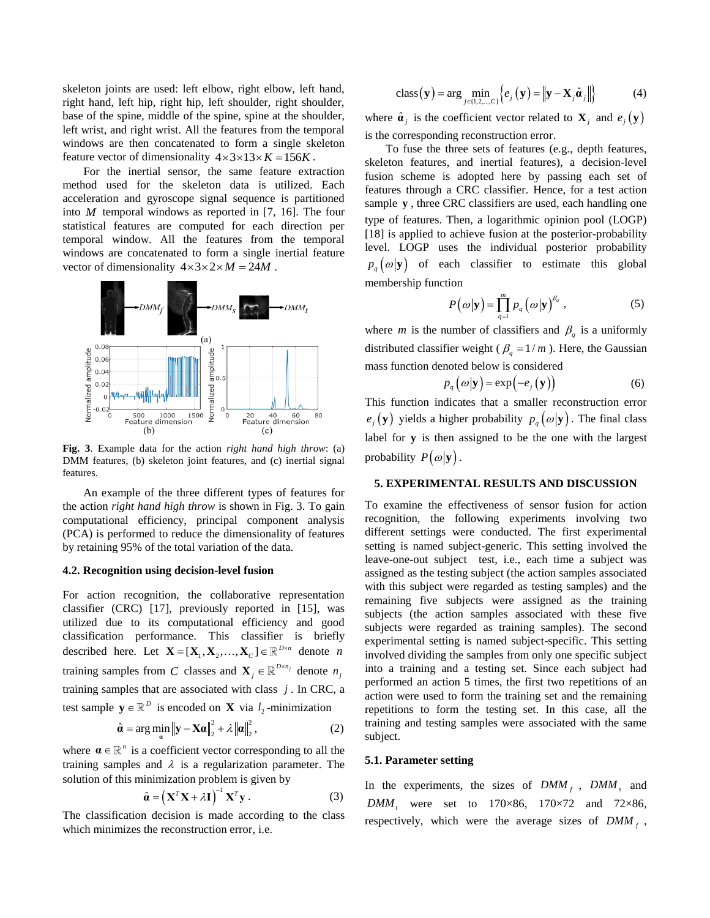skeleton joints are used: left elbow, right elbow, left hand, right hand, left hip, right hip, left shoulder, right shoulder, base of the spine, middle of the spine, spine at the shoulder, left wrist, and right wrist. All the features from the temporal windows are then concatenated to form a single skeleton feature vector of dimensionality $4 \times 3 \times 13 \times K = 156K$.

For the inertial sensor, the same feature extraction method used for the skeleton data is utilized. Each acceleration and gyroscope signal sequence is partitioned into $M$ temporal windows as reported in [7, 16]. The four statistical features are computed for each direction per temporal window. All the features from the temporal windows are concatenated to form a single inertial feature vector of dimensionality $4 \times 3 \times 2 \times M = 24M$.

**Fig. 3**. Example data for the action *right hand high throw*: (a) DMM features, (b) skeleton joint features, and (c) inertial signal features.

An example of the three different types of features for the action *right hand high throw* is shown in Fig. 3. To gain computational efficiency, principal component analysis (PCA) is performed to reduce the dimensionality of features by retaining 95% of the total variation of the data.

### 4.2. Recognition using decision-level fusion

For action recognition, the collaborative representation classifier (CRC) [17], previously reported in [15], was utilized due to its computational efficiency and good classification performance. This classifier is briefly described here. Let $\mathbf{X} = [\mathbf{X}_1, \mathbf{X}_2, \ldots, \mathbf{X}_C] \in \mathbb{R}^{D \times n}$ denote $n$ training samples from $C$ classes and $\mathbf{X}_j \in \mathbb{R}^{D \times n_j}$ denote $n_j$ training samples that are associated with class $j$. In CRC, a test sample $\mathbf{y} \in \mathbb{R}^D$ is encoded on $\mathbf{X}$ via $l_2$-minimization

$$\hat{\boldsymbol{\alpha}} = \arg\min_{\boldsymbol{\alpha}} \|\mathbf{y} - \mathbf{X}\boldsymbol{\alpha}\|_2^2 + \lambda \|\boldsymbol{\alpha}\|_2^2, \tag{2}$$

where $\boldsymbol{\alpha} \in \mathbb{R}^n$ is a coefficient vector corresponding to all the training samples and $\lambda$ is a regularization parameter. The solution of this minimization problem is given by

$$\hat{\boldsymbol{\alpha}} = \left(\mathbf{X}^T\mathbf{X} + \lambda\mathbf{I}\right)^{-1}\mathbf{X}^T\mathbf{y}. \tag{3}$$

The classification decision is made according to the class which minimizes the reconstruction error, i.e.

$$\text{class}(\mathbf{y}) = \arg\min_{j \in \{1,2,\ldots,C\}} \left\{ e_j(\mathbf{y}) = \left\|\mathbf{y} - \mathbf{X}_j\hat{\boldsymbol{\alpha}}_j\right\| \right\} \tag{4}$$

where $\hat{\boldsymbol{\alpha}}_j$ is the coefficient vector related to $\mathbf{X}_j$ and $e_j(\mathbf{y})$ is the corresponding reconstruction error.

To fuse the three sets of features (e.g., depth features, skeleton features, and inertial features), a decision-level fusion scheme is adopted here by passing each set of features through a CRC classifier. Hence, for a test action sample $\mathbf{y}$, three CRC classifiers are used, each handling one type of features. Then, a logarithmic opinion pool (LOGP) [18] is applied to achieve fusion at the posterior-probability level. LOGP uses the individual posterior probability $p_q(\omega|\mathbf{y})$ of each classifier to estimate this global membership function

$$P(\omega|\mathbf{y}) = \prod_{q=1}^{m} p_q(\omega|\mathbf{y})^{\beta_q}, \tag{5}$$

where $m$ is the number of classifiers and $\beta_q$ is a uniformly distributed classifier weight ($\beta_q = 1/m$). Here, the Gaussian mass function denoted below is considered

$$p_q(\omega|\mathbf{y}) = \exp\left(-e_j(\mathbf{y})\right) \tag{6}$$

This function indicates that a smaller reconstruction error $e_j(\mathbf{y})$ yields a higher probability $p_q(\omega|\mathbf{y})$. The final class label for $\mathbf{y}$ is then assigned to be the one with the largest probability $P(\omega|\mathbf{y})$.

## 5. EXPERIMENTAL RESULTS AND DISCUSSION

To examine the effectiveness of sensor fusion for action recognition, the following experiments involving two different settings were conducted. The first experimental setting is named subject-generic. This setting involved the leave-one-out subject test, i.e., each time a subject was assigned as the testing subject (the action samples associated with this subject were regarded as testing samples) and the remaining five subjects were assigned as the training subjects (the action samples associated with these five subjects were regarded as training samples). The second experimental setting is named subject-specific. This setting involved dividing the samples from only one specific subject into a training and a testing set. Since each subject had performed an action 5 times, the first two repetitions of an action were used to form the training set and the remaining repetitions to form the testing set. In this case, all the training and testing samples were associated with the same subject.

### 5.1. Parameter setting

In the experiments, the sizes of $DMM_f$, $DMM_s$ and $DMM_t$ were set to 170×86, 170×72 and 72×86, respectively, which were the average sizes of $DMM_f$,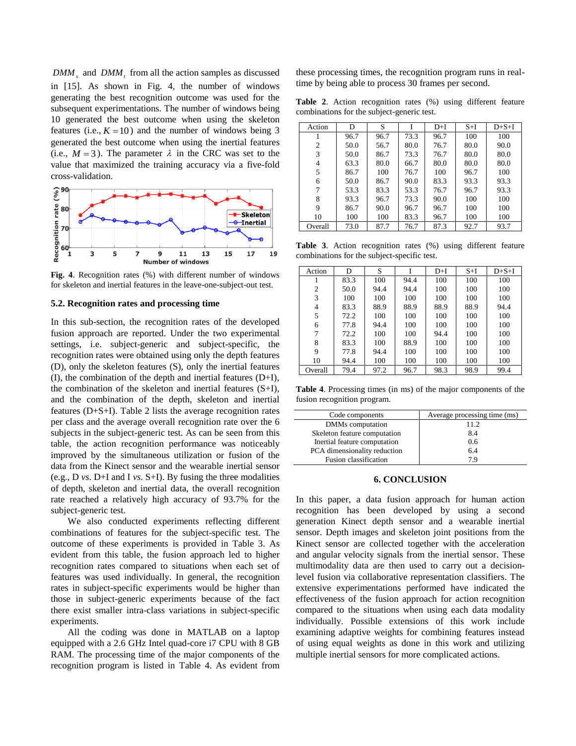$DMM_s$ and $DMM_t$ from all the action samples as discussed in [15]. As shown in Fig. 4, the number of windows generating the best recognition outcome was used for the subsequent experimentations. The number of windows being 10 generated the best outcome when using the skeleton features (i.e., $K = 10$) and the number of windows being 3 generated the best outcome when using the inertial features (i.e., $M = 3$). The parameter $\lambda$ in the CRC was set to the value that maximized the training accuracy via a five-fold cross-validation.

**Fig. 4**. Recognition rates (%) with different number of windows for skeleton and inertial features in the leave-one-subject-out test.

### 5.2. Recognition rates and processing time

In this sub-section, the recognition rates of the developed fusion approach are reported. Under the two experimental settings, i.e. subject-generic and subject-specific, the recognition rates were obtained using only the depth features (D), only the skeleton features (S), only the inertial features (I), the combination of the depth and inertial features (D+I), the combination of the skeleton and inertial features (S+I), and the combination of the depth, skeleton and inertial features (D+S+I). Table 2 lists the average recognition rates per class and the average overall recognition rate over the 6 subjects in the subject-generic test. As can be seen from this table, the action recognition performance was noticeably improved by the simultaneous utilization or fusion of the data from the Kinect sensor and the wearable inertial sensor (e.g., D *vs*. D+I and I *vs*. S+I). By fusing the three modalities of depth, skeleton and inertial data, the overall recognition rate reached a relatively high accuracy of 93.7% for the subject-generic test.

We also conducted experiments reflecting different combinations of features for the subject-specific test. The outcome of these experiments is provided in Table 3. As evident from this table, the fusion approach led to higher recognition rates compared to situations when each set of features was used individually. In general, the recognition rates in subject-specific experiments would be higher than those in subject-generic experiments because of the fact there exist smaller intra-class variations in subject-specific experiments.

All the coding was done in MATLAB on a laptop equipped with a 2.6 GHz Intel quad-core i7 CPU with 8 GB RAM. The processing time of the major components of the recognition program is listed in Table 4. As evident from these processing times, the recognition program runs in real-time by being able to process 30 frames per second.

**Table 2**. Action recognition rates (%) using different feature combinations for the subject-generic test.

| Action | D | S | I | D+I | S+I | D+S+I |
|---|---|---|---|---|---|---|
| 1 | 96.7 | 96.7 | 73.3 | 96.7 | 100 | 100 |
| 2 | 50.0 | 56.7 | 80.0 | 76.7 | 80.0 | 90.0 |
| 3 | 50.0 | 86.7 | 73.3 | 76.7 | 80.0 | 80.0 |
| 4 | 63.3 | 80.0 | 66.7 | 80.0 | 80.0 | 80.0 |
| 5 | 86.7 | 100 | 76.7 | 100 | 96.7 | 100 |
| 6 | 50.0 | 86.7 | 90.0 | 83.3 | 93.3 | 93.3 |
| 7 | 53.3 | 83.3 | 53.3 | 76.7 | 96.7 | 93.3 |
| 8 | 93.3 | 96.7 | 73.3 | 90.0 | 100 | 100 |
| 9 | 86.7 | 90.0 | 96.7 | 96.7 | 100 | 100 |
| 10 | 100 | 100 | 83.3 | 96.7 | 100 | 100 |
| Overall | 73.0 | 87.7 | 76.7 | 87.3 | 92.7 | 93.7 |

**Table 3**. Action recognition rates (%) using different feature combinations for the subject-specific test.

| Action | D | S | I | D+I | S+I | D+S+I |
|---|---|---|---|---|---|---|
| 1 | 83.3 | 100 | 94.4 | 100 | 100 | 100 |
| 2 | 50.0 | 94.4 | 94.4 | 100 | 100 | 100 |
| 3 | 100 | 100 | 100 | 100 | 100 | 100 |
| 4 | 83.3 | 88.9 | 88.9 | 88.9 | 88.9 | 94.4 |
| 5 | 72.2 | 100 | 100 | 100 | 100 | 100 |
| 6 | 77.8 | 94.4 | 100 | 100 | 100 | 100 |
| 7 | 72.2 | 100 | 100 | 94.4 | 100 | 100 |
| 8 | 83.3 | 100 | 88.9 | 100 | 100 | 100 |
| 9 | 77.8 | 94.4 | 100 | 100 | 100 | 100 |
| 10 | 94.4 | 100 | 100 | 100 | 100 | 100 |
| Overall | 79.4 | 97.2 | 96.7 | 98.3 | 98.9 | 99.4 |

**Table 4**. Processing times (in ms) of the major components of the fusion recognition program.

| Code components | Average processing time (ms) |
|---|---|
| DMMs computation | 11.2 |
| Skeleton feature computation | 8.4 |
| Inertial feature computation | 0.6 |
| PCA dimensionality reduction | 6.4 |
| Fusion classification | 7.9 |

## 6. CONCLUSION

In this paper, a data fusion approach for human action recognition has been developed by using a second generation Kinect depth sensor and a wearable inertial sensor. Depth images and skeleton joint positions from the Kinect sensor are collected together with the acceleration and angular velocity signals from the inertial sensor. These multimodality data are then used to carry out a decision-level fusion via collaborative representation classifiers. The extensive experimentations performed have indicated the effectiveness of the fusion approach for action recognition compared to the situations when using each data modality individually. Possible extensions of this work include examining adaptive weights for combining features instead of using equal weights as done in this work and utilizing multiple inertial sensors for more complicated actions.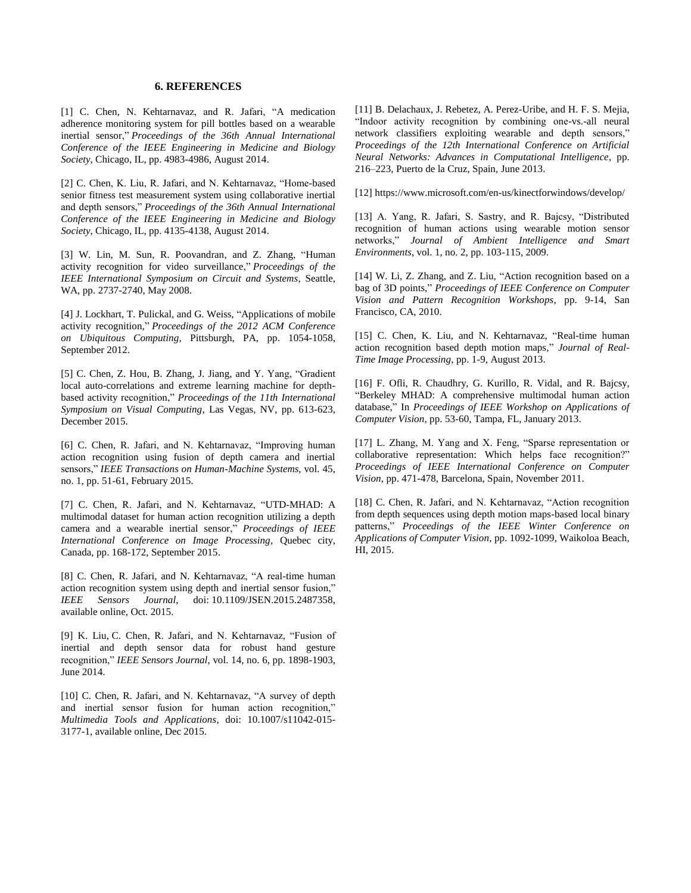## 6. REFERENCES

[1] C. Chen, N. Kehtarnavaz, and R. Jafari, "A medication adherence monitoring system for pill bottles based on a wearable inertial sensor," *Proceedings of the 36th Annual International Conference of the IEEE Engineering in Medicine and Biology Society*, Chicago, IL, pp. 4983-4986, August 2014.

[2] C. Chen, K. Liu, R. Jafari, and N. Kehtarnavaz, "Home-based senior fitness test measurement system using collaborative inertial and depth sensors," *Proceedings of the 36th Annual International Conference of the IEEE Engineering in Medicine and Biology Society*, Chicago, IL, pp. 4135-4138, August 2014.

[3] W. Lin, M. Sun, R. Poovandran, and Z. Zhang, "Human activity recognition for video surveillance," *Proceedings of the IEEE International Symposium on Circuit and Systems*, Seattle, WA, pp. 2737-2740, May 2008.

[4] J. Lockhart, T. Pulickal, and G. Weiss, "Applications of mobile activity recognition," *Proceedings of the 2012 ACM Conference on Ubiquitous Computing*, Pittsburgh, PA, pp. 1054-1058, September 2012.

[5] C. Chen, Z. Hou, B. Zhang, J. Jiang, and Y. Yang, "Gradient local auto-correlations and extreme learning machine for depth-based activity recognition," *Proceedings of the 11th International Symposium on Visual Computing*, Las Vegas, NV, pp. 613-623, December 2015.

[6] C. Chen, R. Jafari, and N. Kehtarnavaz, "Improving human action recognition using fusion of depth camera and inertial sensors," *IEEE Transactions on Human-Machine Systems*, vol. 45, no. 1, pp. 51-61, February 2015.

[7] C. Chen, R. Jafari, and N. Kehtarnavaz, "UTD-MHAD: A multimodal dataset for human action recognition utilizing a depth camera and a wearable inertial sensor," *Proceedings of IEEE International Conference on Image Processing*, Quebec city, Canada, pp. 168-172, September 2015.

[8] C. Chen, R. Jafari, and N. Kehtarnavaz, "A real-time human action recognition system using depth and inertial sensor fusion," *IEEE Sensors Journal*, doi: 10.1109/JSEN.2015.2487358, available online, Oct. 2015.

[9] K. Liu, C. Chen, R. Jafari, and N. Kehtarnavaz, "Fusion of inertial and depth sensor data for robust hand gesture recognition," *IEEE Sensors Journal*, vol. 14, no. 6, pp. 1898-1903, June 2014.

[10] C. Chen, R. Jafari, and N. Kehtarnavaz, "A survey of depth and inertial sensor fusion for human action recognition," *Multimedia Tools and Applications*, doi: 10.1007/s11042-015-3177-1, available online, Dec 2015.

[11] B. Delachaux, J. Rebetez, A. Perez-Uribe, and H. F. S. Mejia, "Indoor activity recognition by combining one-vs.-all neural network classifiers exploiting wearable and depth sensors," *Proceedings of the 12th International Conference on Artificial Neural Networks: Advances in Computational Intelligence*, pp. 216–223, Puerto de la Cruz, Spain, June 2013.

[12] https://www.microsoft.com/en-us/kinectforwindows/develop/

[13] A. Yang, R. Jafari, S. Sastry, and R. Bajcsy, "Distributed recognition of human actions using wearable motion sensor networks," *Journal of Ambient Intelligence and Smart Environments*, vol. 1, no. 2, pp. 103-115, 2009.

[14] W. Li, Z. Zhang, and Z. Liu, "Action recognition based on a bag of 3D points," *Proceedings of IEEE Conference on Computer Vision and Pattern Recognition Workshops*, pp. 9-14, San Francisco, CA, 2010.

[15] C. Chen, K. Liu, and N. Kehtarnavaz, "Real-time human action recognition based depth motion maps," *Journal of Real-Time Image Processing*, pp. 1-9, August 2013.

[16] F. Ofli, R. Chaudhry, G. Kurillo, R. Vidal, and R. Bajcsy, "Berkeley MHAD: A comprehensive multimodal human action database," In *Proceedings of IEEE Workshop on Applications of Computer Vision*, pp. 53-60, Tampa, FL, January 2013.

[17] L. Zhang, M. Yang and X. Feng, "Sparse representation or collaborative representation: Which helps face recognition?" *Proceedings of IEEE International Conference on Computer Vision*, pp. 471-478, Barcelona, Spain, November 2011.

[18] C. Chen, R. Jafari, and N. Kehtarnavaz, "Action recognition from depth sequences using depth motion maps-based local binary patterns," *Proceedings of the IEEE Winter Conference on Applications of Computer Vision*, pp. 1092-1099, Waikoloa Beach, HI, 2015.